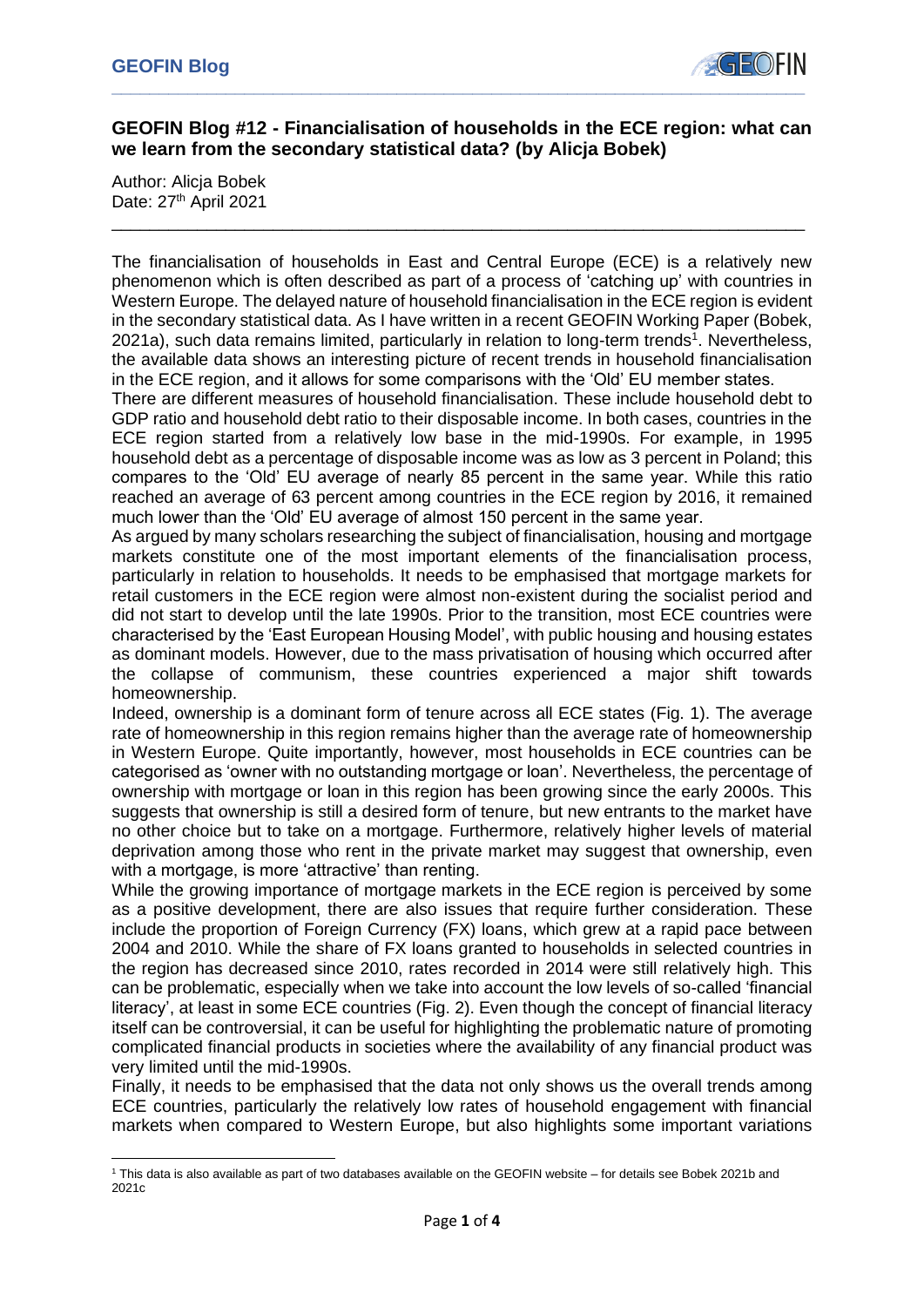## GEOFIN Blog #12 - Financialisation of households in the ECE region: what can we learn from the secondary statistical data? (by Alicja Bobek)

Author: Alicja Bobek
Date: 27th April 2021

---

The financialisation of households in East and Central Europe (ECE) is a relatively new phenomenon which is often described as part of a process of 'catching up' with countries in Western Europe. The delayed nature of household financialisation in the ECE region is evident in the secondary statistical data. As I have written in a recent GEOFIN Working Paper (Bobek, 2021a), such data remains limited, particularly in relation to long-term trends[1]. Nevertheless, the available data shows an interesting picture of recent trends in household financialisation in the ECE region, and it allows for some comparisons with the 'Old' EU member states.

There are different measures of household financialisation. These include household debt to GDP ratio and household debt ratio to their disposable income. In both cases, countries in the ECE region started from a relatively low base in the mid-1990s. For example, in 1995 household debt as a percentage of disposable income was as low as 3 percent in Poland; this compares to the 'Old' EU average of nearly 85 percent in the same year. While this ratio reached an average of 63 percent among countries in the ECE region by 2016, it remained much lower than the 'Old' EU average of almost 150 percent in the same year.

As argued by many scholars researching the subject of financialisation, housing and mortgage markets constitute one of the most important elements of the financialisation process, particularly in relation to households. It needs to be emphasised that mortgage markets for retail customers in the ECE region were almost non-existent during the socialist period and did not start to develop until the late 1990s. Prior to the transition, most ECE countries were characterised by the 'East European Housing Model', with public housing and housing estates as dominant models. However, due to the mass privatisation of housing which occurred after the collapse of communism, these countries experienced a major shift towards homeownership.

Indeed, ownership is a dominant form of tenure across all ECE states (Fig. 1). The average rate of homeownership in this region remains higher than the average rate of homeownership in Western Europe. Quite importantly, however, most households in ECE countries can be categorised as 'owner with no outstanding mortgage or loan'. Nevertheless, the percentage of ownership with mortgage or loan in this region has been growing since the early 2000s. This suggests that ownership is still a desired form of tenure, but new entrants to the market have no other choice but to take on a mortgage. Furthermore, relatively higher levels of material deprivation among those who rent in the private market may suggest that ownership, even with a mortgage, is more 'attractive' than renting.

While the growing importance of mortgage markets in the ECE region is perceived by some as a positive development, there are also issues that require further consideration. These include the proportion of Foreign Currency (FX) loans, which grew at a rapid pace between 2004 and 2010. While the share of FX loans granted to households in selected countries in the region has decreased since 2010, rates recorded in 2014 were still relatively high. This can be problematic, especially when we take into account the low levels of so-called 'financial literacy', at least in some ECE countries (Fig. 2). Even though the concept of financial literacy itself can be controversial, it can be useful for highlighting the problematic nature of promoting complicated financial products in societies where the availability of any financial product was very limited until the mid-1990s.

Finally, it needs to be emphasised that the data not only shows us the overall trends among ECE countries, particularly the relatively low rates of household engagement with financial markets when compared to Western Europe, but also highlights some important variations

---

[1] This data is also available as part of two databases available on the GEOFIN website – for details see Bobek 2021b and 2021c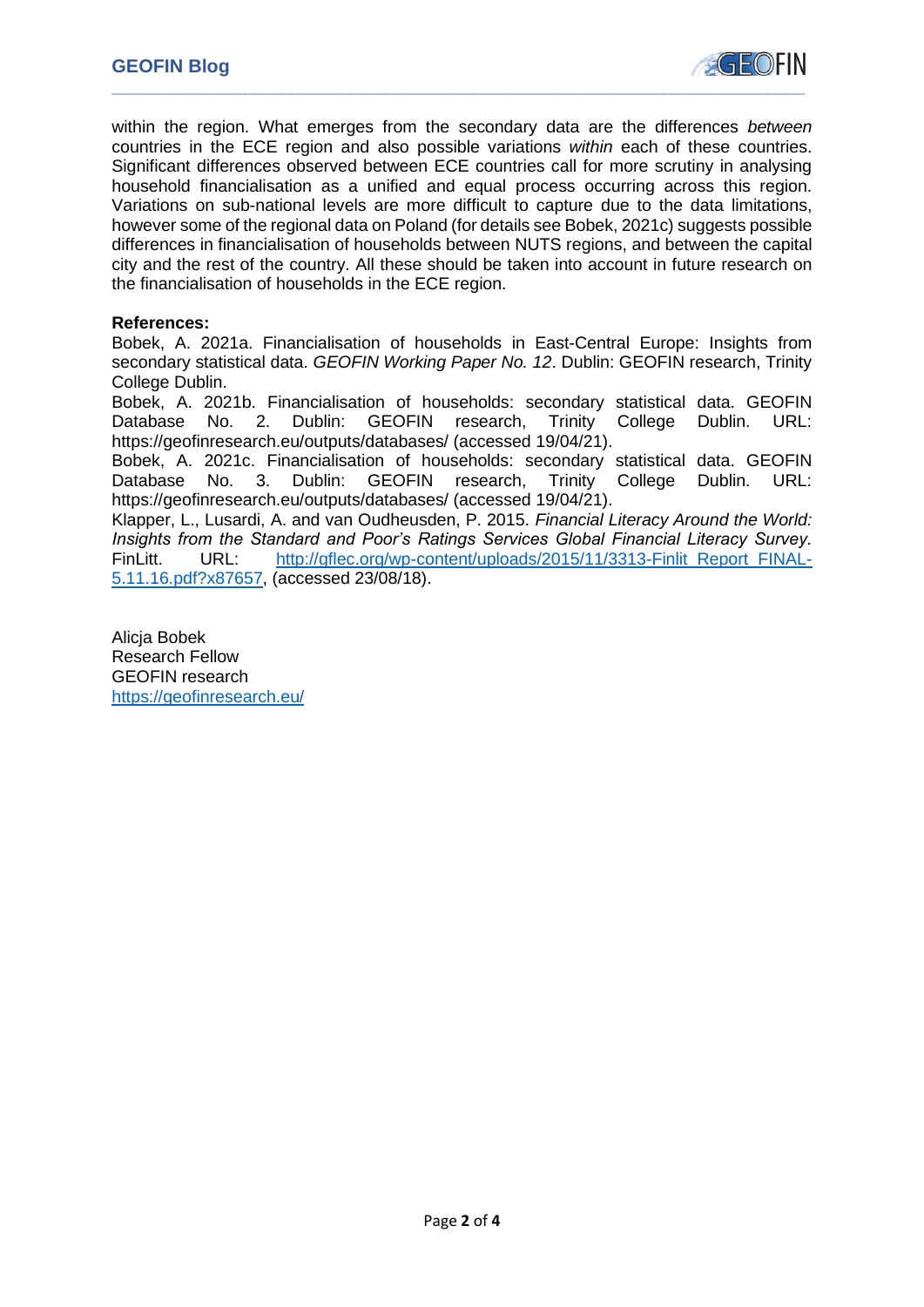within the region. What emerges from the secondary data are the differences *between* countries in the ECE region and also possible variations *within* each of these countries. Significant differences observed between ECE countries call for more scrutiny in analysing household financialisation as a unified and equal process occurring across this region. Variations on sub-national levels are more difficult to capture due to the data limitations, however some of the regional data on Poland (for details see Bobek, 2021c) suggests possible differences in financialisation of households between NUTS regions, and between the capital city and the rest of the country. All these should be taken into account in future research on the financialisation of households in the ECE region.

**References:**

Bobek, A. 2021a. Financialisation of households in East-Central Europe: Insights from secondary statistical data. *GEOFIN Working Paper No. 12*. Dublin: GEOFIN research, Trinity College Dublin.

Bobek, A. 2021b. Financialisation of households: secondary statistical data. GEOFIN Database No. 2. Dublin: GEOFIN research, Trinity College Dublin. URL: https://geofinresearch.eu/outputs/databases/ (accessed 19/04/21).

Bobek, A. 2021c. Financialisation of households: secondary statistical data. GEOFIN Database No. 3. Dublin: GEOFIN research, Trinity College Dublin. URL: https://geofinresearch.eu/outputs/databases/ (accessed 19/04/21).

Klapper, L., Lusardi, A. and van Oudheusden, P. 2015. *Financial Literacy Around the World: Insights from the Standard and Poor's Ratings Services Global Financial Literacy Survey.* FinLitt. URL: http://gflec.org/wp-content/uploads/2015/11/3313-Finlit_Report_FINAL-5.11.16.pdf?x87657, (accessed 23/08/18).

Alicja Bobek
Research Fellow
GEOFIN research
https://geofinresearch.eu/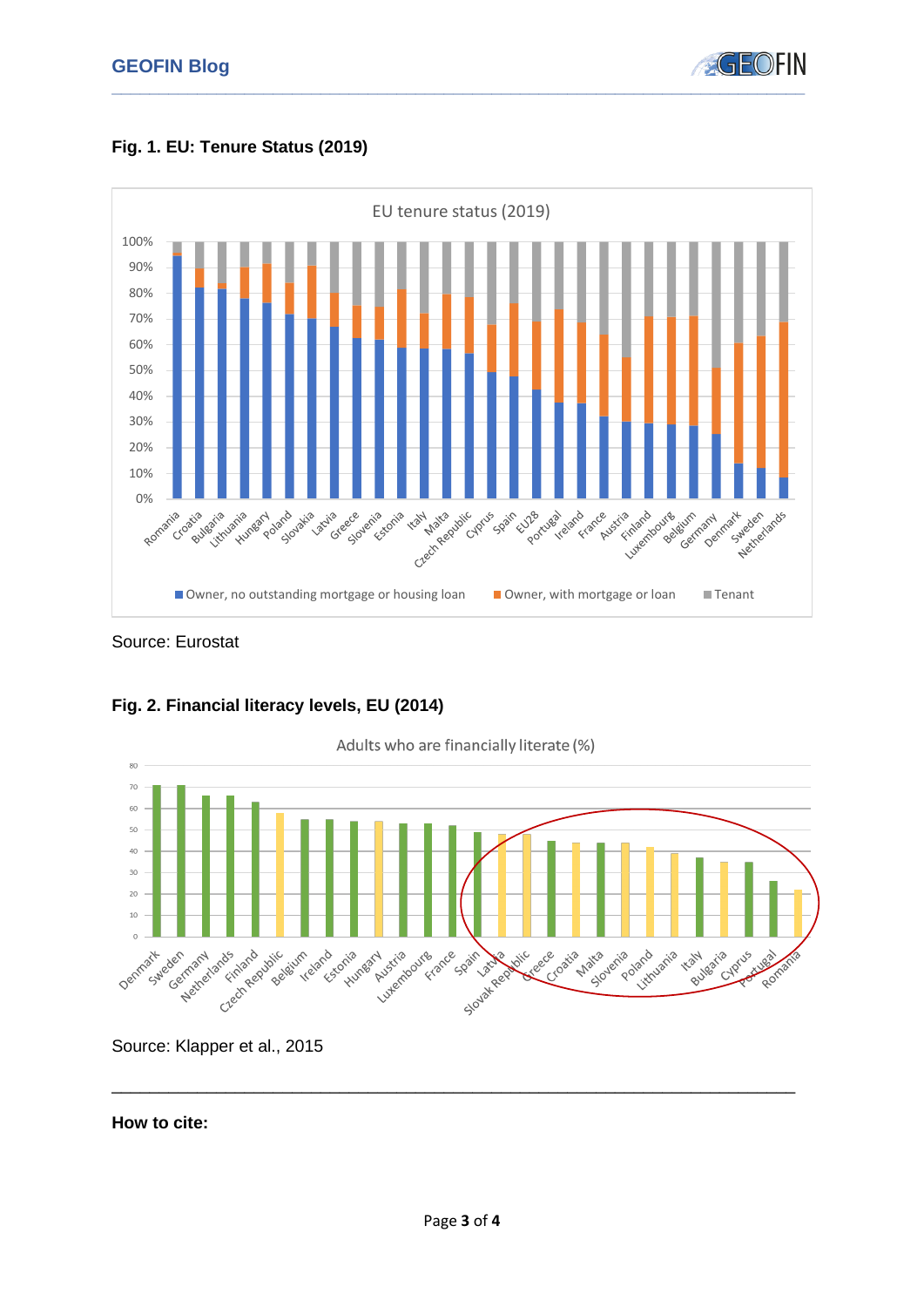**Fig. 1. EU: Tenure Status (2019)**

Source: Eurostat

**Fig. 2. Financial literacy levels, EU (2014)**

Source: Klapper et al., 2015

---

**How to cite:**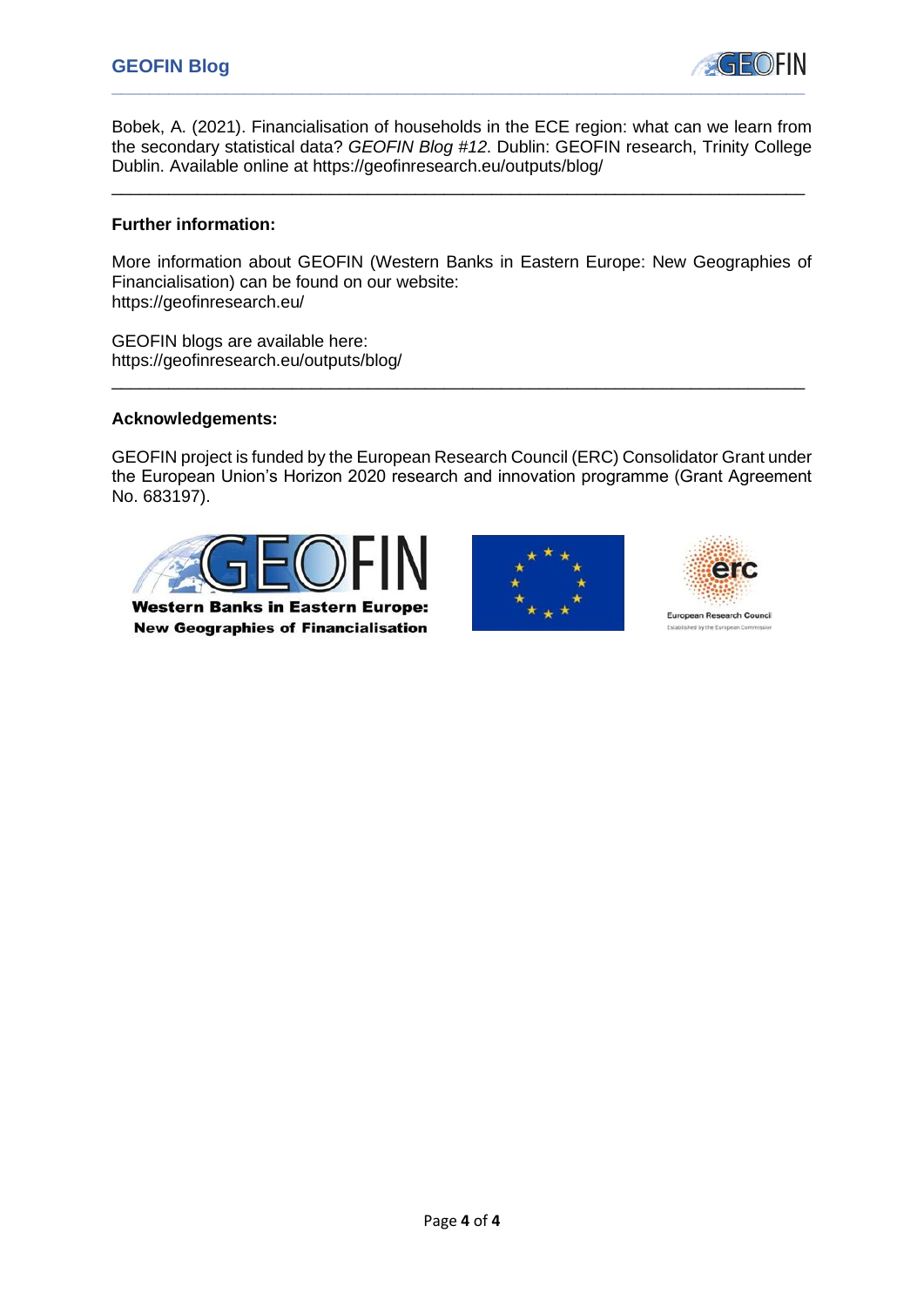Bobek, A. (2021). Financialisation of households in the ECE region: what can we learn from the secondary statistical data? *GEOFIN Blog #12*. Dublin: GEOFIN research, Trinity College Dublin. Available online at https://geofinresearch.eu/outputs/blog/

---

**Further information:**

More information about GEOFIN (Western Banks in Eastern Europe: New Geographies of Financialisation) can be found on our website:
https://geofinresearch.eu/

GEOFIN blogs are available here:
https://geofinresearch.eu/outputs/blog/

---

**Acknowledgements:**

GEOFIN project is funded by the European Research Council (ERC) Consolidator Grant under the European Union's Horizon 2020 research and innovation programme (Grant Agreement No. 683197).

Western Banks in Eastern Europe: New Geographies of Financialisation

European Research Council
Established by the European Commission